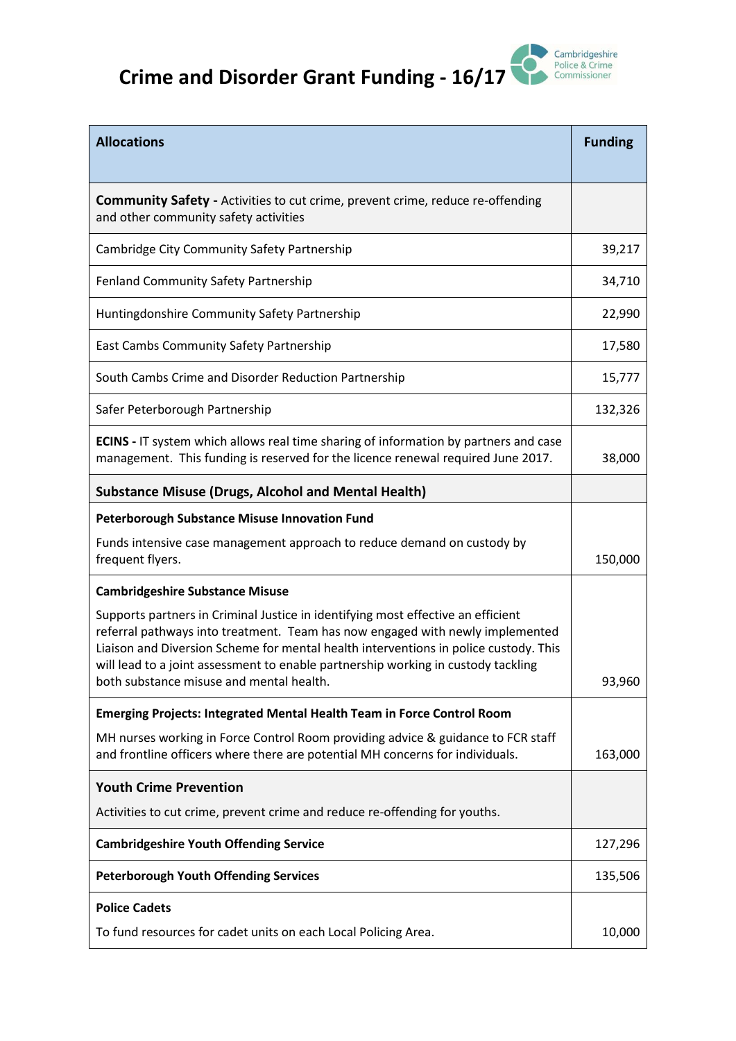# Crime and Disorder Grant Funding - 16/17

Cambridgeshire Police & Crime Commissioner

| Allocations | Funding |
|---|---|
| **Community Safety -** Activities to cut crime, prevent crime, reduce re-offending and other community safety activities | |
| Cambridge City Community Safety Partnership | 39,217 |
| Fenland Community Safety Partnership | 34,710 |
| Huntingdonshire Community Safety Partnership | 22,990 |
| East Cambs Community Safety Partnership | 17,580 |
| South Cambs Crime and Disorder Reduction Partnership | 15,777 |
| Safer Peterborough Partnership | 132,326 |
| **ECINS -** IT system which allows real time sharing of information by partners and case management. This funding is reserved for the licence renewal required June 2017. | 38,000 |
| **Substance Misuse (Drugs, Alcohol and Mental Health)** | |
| **Peterborough Substance Misuse Innovation Fund**<br><br>Funds intensive case management approach to reduce demand on custody by frequent flyers. | 150,000 |
| **Cambridgeshire Substance Misuse**<br><br>Supports partners in Criminal Justice in identifying most effective an efficient referral pathways into treatment. Team has now engaged with newly implemented Liaison and Diversion Scheme for mental health interventions in police custody. This will lead to a joint assessment to enable partnership working in custody tackling both substance misuse and mental health. | 93,960 |
| **Emerging Projects: Integrated Mental Health Team in Force Control Room**<br><br>MH nurses working in Force Control Room providing advice & guidance to FCR staff and frontline officers where there are potential MH concerns for individuals. | 163,000 |
| **Youth Crime Prevention**<br><br>Activities to cut crime, prevent crime and reduce re-offending for youths. | |
| **Cambridgeshire Youth Offending Service** | 127,296 |
| **Peterborough Youth Offending Services** | 135,506 |
| **Police Cadets**<br><br>To fund resources for cadet units on each Local Policing Area. | 10,000 |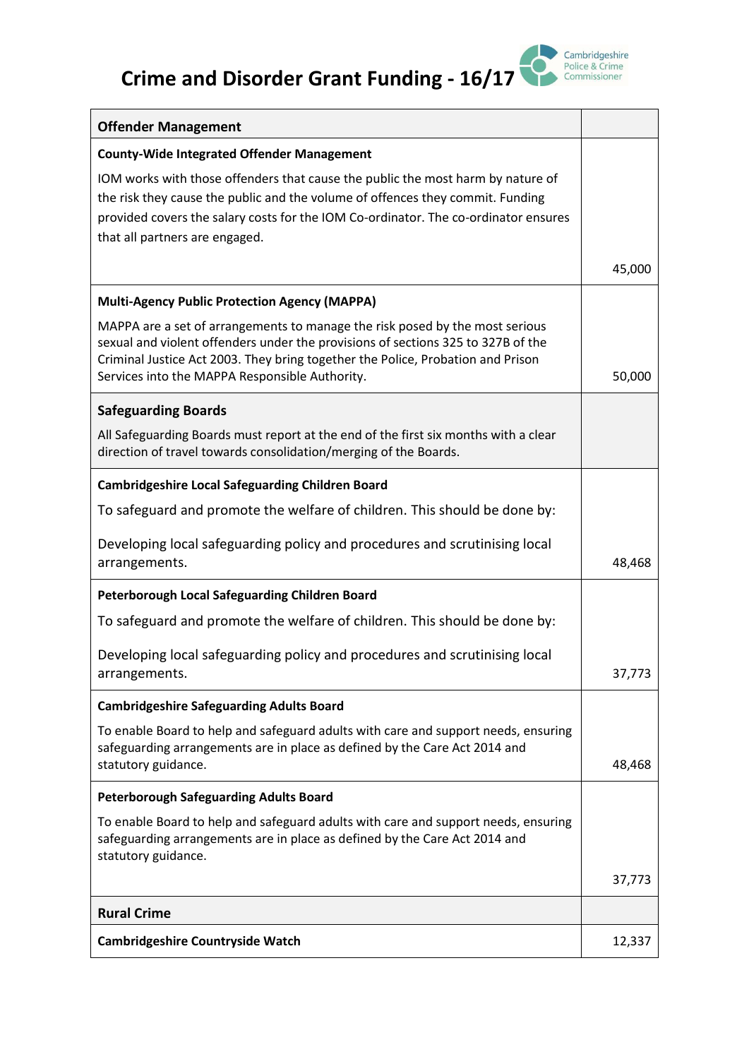# Crime and Disorder Grant Funding - 16/17

| Offender Management | |
|---|---|
| **County-Wide Integrated Offender Management**<br><br>IOM works with those offenders that cause the public the most harm by nature of the risk they cause the public and the volume of offences they commit. Funding provided covers the salary costs for the IOM Co-ordinator. The co-ordinator ensures that all partners are engaged. | 45,000 |
| **Multi-Agency Public Protection Agency (MAPPA)**<br><br>MAPPA are a set of arrangements to manage the risk posed by the most serious sexual and violent offenders under the provisions of sections 325 to 327B of the Criminal Justice Act 2003. They bring together the Police, Probation and Prison Services into the MAPPA Responsible Authority. | 50,000 |
| **Safeguarding Boards**<br><br>All Safeguarding Boards must report at the end of the first six months with a clear direction of travel towards consolidation/merging of the Boards. | |
| **Cambridgeshire Local Safeguarding Children Board**<br><br>To safeguard and promote the welfare of children. This should be done by:<br><br>Developing local safeguarding policy and procedures and scrutinising local arrangements. | 48,468 |
| **Peterborough Local Safeguarding Children Board**<br><br>To safeguard and promote the welfare of children. This should be done by:<br><br>Developing local safeguarding policy and procedures and scrutinising local arrangements. | 37,773 |
| **Cambridgeshire Safeguarding Adults Board**<br><br>To enable Board to help and safeguard adults with care and support needs, ensuring safeguarding arrangements are in place as defined by the Care Act 2014 and statutory guidance. | 48,468 |
| **Peterborough Safeguarding Adults Board**<br><br>To enable Board to help and safeguard adults with care and support needs, ensuring safeguarding arrangements are in place as defined by the Care Act 2014 and statutory guidance. | 37,773 |
| **Rural Crime** | |
| **Cambridgeshire Countryside Watch** | 12,337 |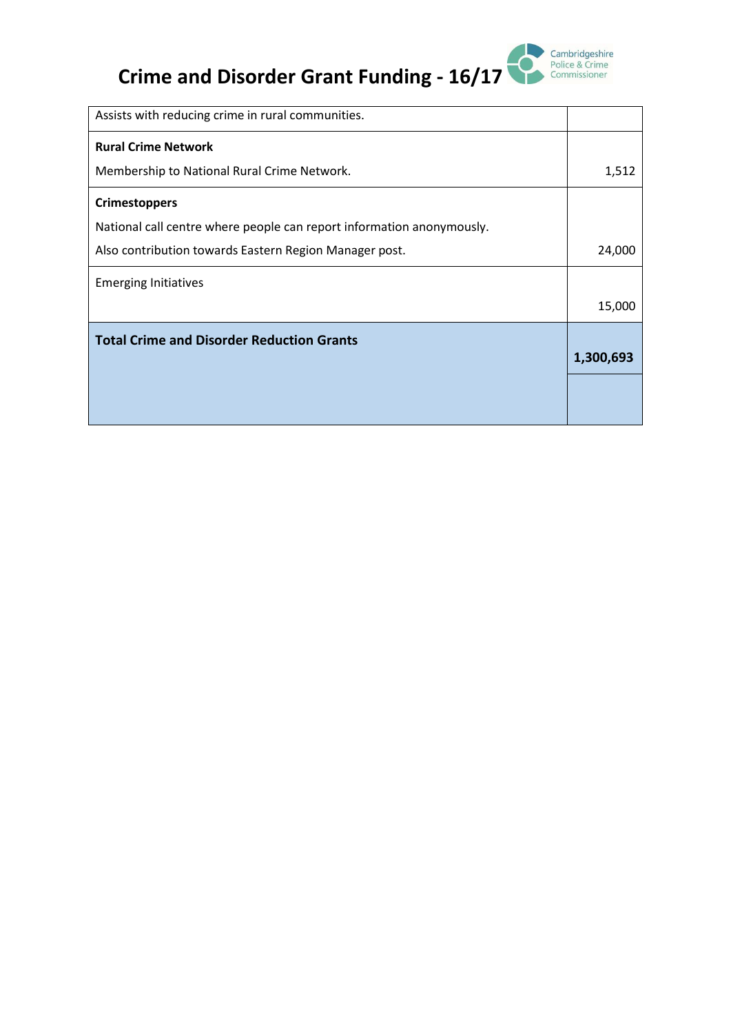# Crime and Disorder Grant Funding - 16/17

| | |
|---|---|
| Assists with reducing crime in rural communities. | |
| **Rural Crime Network**<br>Membership to National Rural Crime Network. | 1,512 |
| **Crimestoppers**<br>National call centre where people can report information anonymously.<br>Also contribution towards Eastern Region Manager post. | 24,000 |
| Emerging Initiatives | 15,000 |
| **Total Crime and Disorder Reduction Grants** | **1,300,693** |